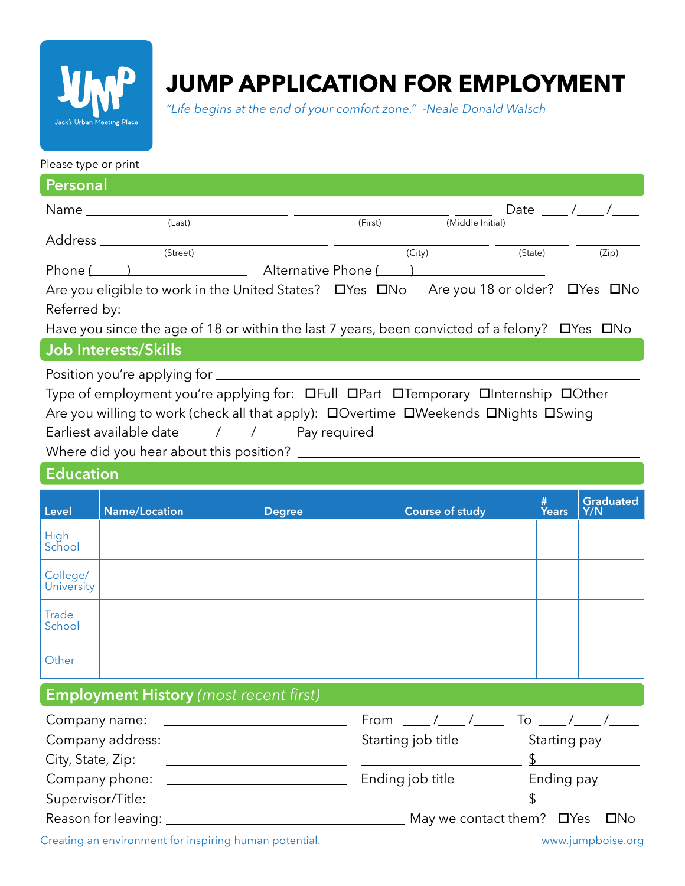# JUMP APPLICATION FOR EMPLOYMENT

*"Life begins at the end of your comfort zone." -Neale Donald Walsch*

Please type or print

## Personal

Name ______________________ (Last) ______________________ (First) ______ (Middle Initial) Date ____/____/____

Address ______________________ (Street) ______________________ (City) __________ (State) __________ (Zip)

Phone (____) ______________ Alternative Phone (____) ______________

Are you eligible to work in the United States? ☐Yes ☐No Are you 18 or older? ☐Yes ☐No

Referred by: ______________________________

Have you since the age of 18 or within the last 7 years, been convicted of a felony? ☐Yes ☐No

## Job Interests/Skills

Position you're applying for ______________________________

Type of employment you're applying for: ☐Full ☐Part ☐Temporary ☐Internship ☐Other

Are you willing to work (check all that apply): ☐Overtime ☐Weekends ☐Nights ☐Swing

Earliest available date ____/____/____ Pay required ______________________

Where did you hear about this position? ______________________________

## Education

| Level | Name/Location | Degree | Course of study | # Years | Graduated Y/N |
|---|---|---|---|---|---|
| High School | | | | | |
| College/ University | | | | | |
| Trade School | | | | | |
| Other | | | | | |

## Employment History *(most recent first)*

Company name: ______________________ From ____/____/____ To ____/____/____

Company address: ______________________ Starting job title ______________ Starting pay $__________

City, State, Zip: ______________________

Company phone: ______________________ Ending job title ______________ Ending pay $__________

Supervisor/Title: ______________________

Reason for leaving: ______________________ May we contact them? ☐Yes ☐No

Creating an environment for inspiring human potential. www.jumpboise.org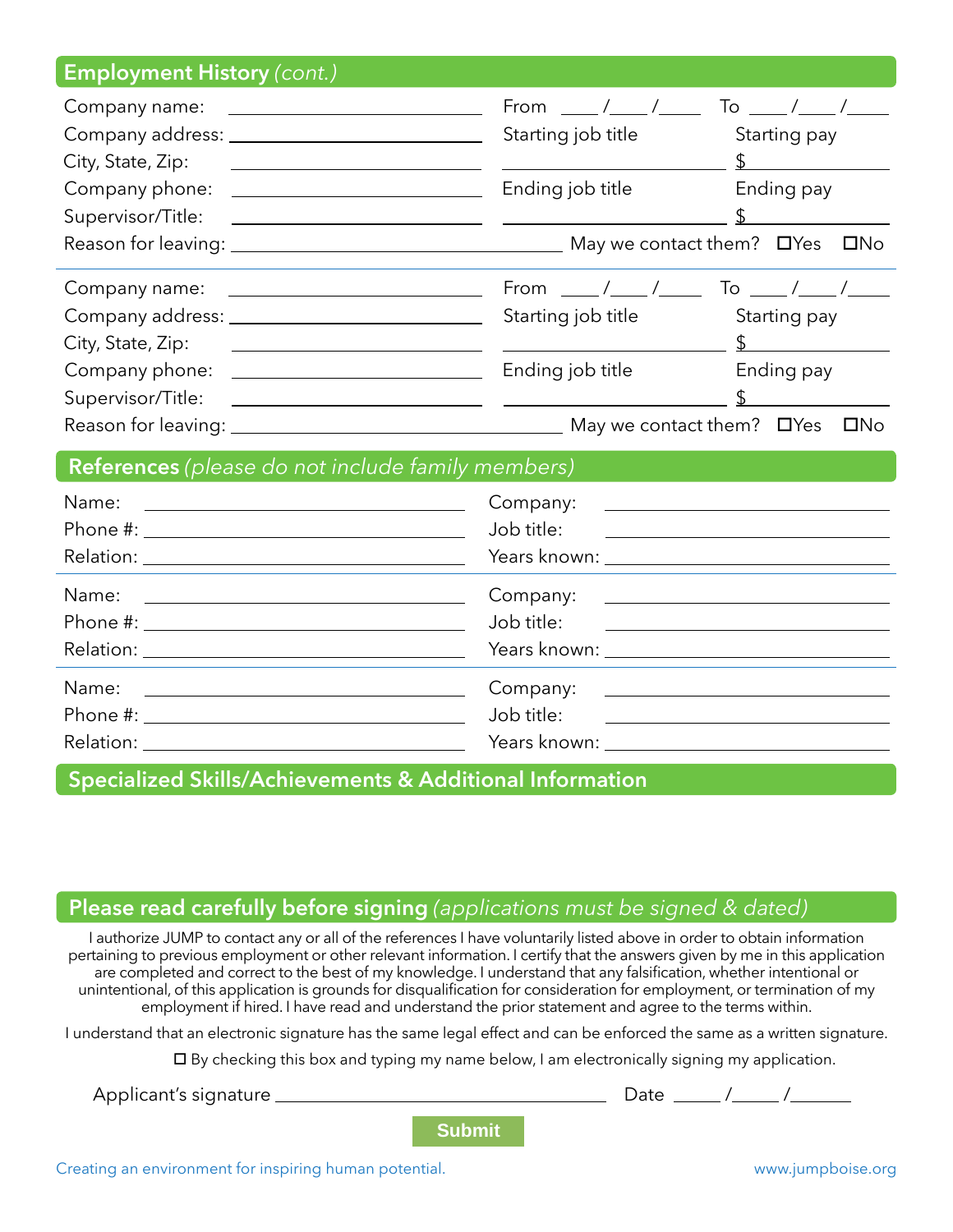## Employment History *(cont.)*

Company name: ____________________ From ___/___/___ To ___/___/___

Company address: ____________________ Starting job title ____________________ Starting pay $________

City, State, Zip: ____________________

Company phone: ____________________ Ending job title ____________________ Ending pay $________

Supervisor/Title: ____________________

Reason for leaving: ____________________ May we contact them? ☐Yes ☐No

---

Company name: ____________________ From ___/___/___ To ___/___/___

Company address: ____________________ Starting job title ____________________ Starting pay $________

City, State, Zip: ____________________

Company phone: ____________________ Ending job title ____________________ Ending pay $________

Supervisor/Title: ____________________

Reason for leaving: ____________________ May we contact them? ☐Yes ☐No

## References *(please do not include family members)*

Name: ____________________ Company: ____________________

Phone #: ____________________ Job title: ____________________

Relation: ____________________ Years known: ____________________

---

Name: ____________________ Company: ____________________

Phone #: ____________________ Job title: ____________________

Relation: ____________________ Years known: ____________________

---

Name: ____________________ Company: ____________________

Phone #: ____________________ Job title: ____________________

Relation: ____________________ Years known: ____________________

## Specialized Skills/Achievements & Additional Information

## Please read carefully before signing *(applications must be signed & dated)*

I authorize JUMP to contact any or all of the references I have voluntarily listed above in order to obtain information pertaining to previous employment or other relevant information. I certify that the answers given by me in this application are completed and correct to the best of my knowledge. I understand that any falsification, whether intentional or unintentional, of this application is grounds for disqualification for consideration for employment, or termination of my employment if hired. I have read and understand the prior statement and agree to the terms within.

I understand that an electronic signature has the same legal effect and can be enforced the same as a written signature.

☐ By checking this box and typing my name below, I am electronically signing my application.

Applicant's signature ____________________ Date ___/___/___

Submit

Creating an environment for inspiring human potential. www.jumpboise.org